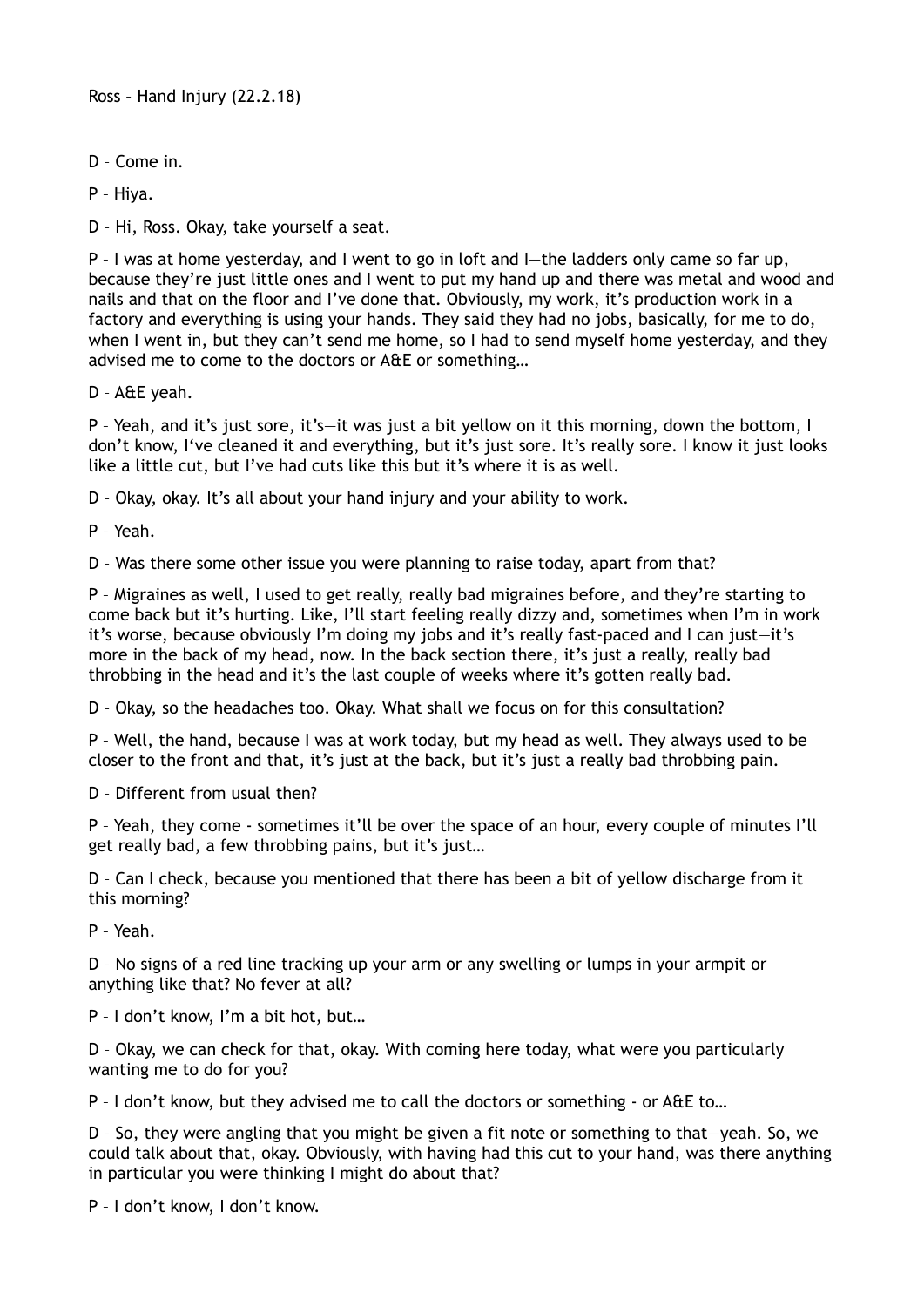<u>Ross – Hand Injury (22.2.18)</u>

D – Come in.

P – Hiya.

D – Hi, Ross. Okay, take yourself a seat.

P – I was at home yesterday, and I went to go in loft and I—the ladders only came so far up, because they're just little ones and I went to put my hand up and there was metal and wood and nails and that on the floor and I've done that. Obviously, my work, it's production work in a factory and everything is using your hands. They said they had no jobs, basically, for me to do, when I went in, but they can't send me home, so I had to send myself home yesterday, and they advised me to come to the doctors or A&E or something…

D – A&E yeah.

P – Yeah, and it's just sore, it's—it was just a bit yellow on it this morning, down the bottom, I don't know, I've cleaned it and everything, but it's just sore. It's really sore. I know it just looks like a little cut, but I've had cuts like this but it's where it is as well.

D – Okay, okay. It's all about your hand injury and your ability to work.

P – Yeah.

D – Was there some other issue you were planning to raise today, apart from that?

P – Migraines as well, I used to get really, really bad migraines before, and they're starting to come back but it's hurting. Like, I'll start feeling really dizzy and, sometimes when I'm in work it's worse, because obviously I'm doing my jobs and it's really fast-paced and I can just—it's more in the back of my head, now. In the back section there, it's just a really, really bad throbbing in the head and it's the last couple of weeks where it's gotten really bad.

D – Okay, so the headaches too. Okay. What shall we focus on for this consultation?

P – Well, the hand, because I was at work today, but my head as well. They always used to be closer to the front and that, it's just at the back, but it's just a really bad throbbing pain.

D – Different from usual then?

P – Yeah, they come - sometimes it'll be over the space of an hour, every couple of minutes I'll get really bad, a few throbbing pains, but it's just…

D – Can I check, because you mentioned that there has been a bit of yellow discharge from it this morning?

P – Yeah.

D – No signs of a red line tracking up your arm or any swelling or lumps in your armpit or anything like that? No fever at all?

P – I don't know, I'm a bit hot, but…

D – Okay, we can check for that, okay. With coming here today, what were you particularly wanting me to do for you?

P – I don't know, but they advised me to call the doctors or something - or A&E to…

D – So, they were angling that you might be given a fit note or something to that—yeah. So, we could talk about that, okay. Obviously, with having had this cut to your hand, was there anything in particular you were thinking I might do about that?

P – I don't know, I don't know.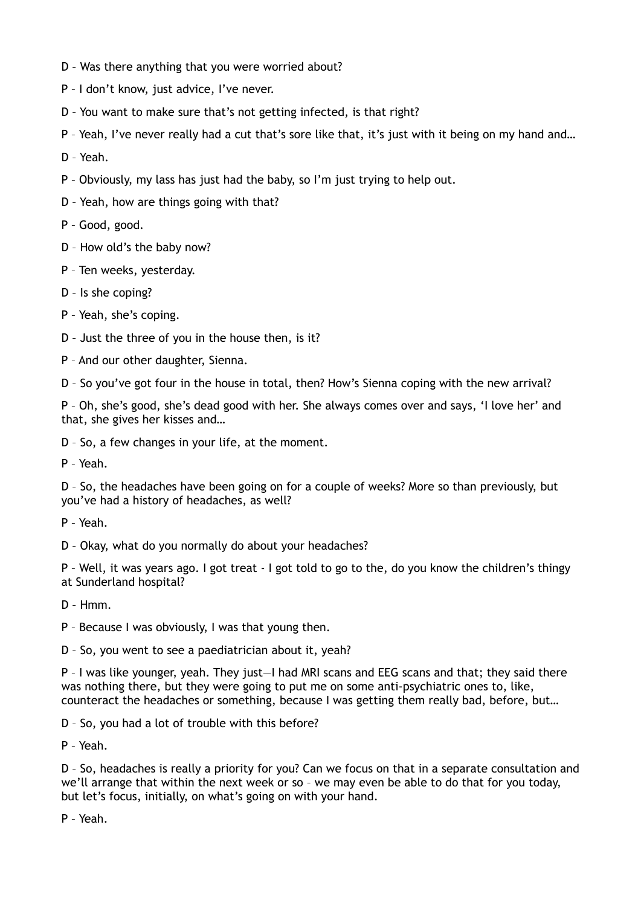D – Was there anything that you were worried about?

P – I don't know, just advice, I've never.

D – You want to make sure that's not getting infected, is that right?

P – Yeah, I've never really had a cut that's sore like that, it's just with it being on my hand and…

D – Yeah.

P – Obviously, my lass has just had the baby, so I'm just trying to help out.

D – Yeah, how are things going with that?

P – Good, good.

D – How old's the baby now?

P – Ten weeks, yesterday.

D – Is she coping?

P – Yeah, she's coping.

D – Just the three of you in the house then, is it?

P – And our other daughter, Sienna.

D – So you've got four in the house in total, then? How's Sienna coping with the new arrival?

P – Oh, she's good, she's dead good with her. She always comes over and says, 'I love her' and that, she gives her kisses and…

D – So, a few changes in your life, at the moment.

P – Yeah.

D – So, the headaches have been going on for a couple of weeks? More so than previously, but you've had a history of headaches, as well?

P – Yeah.

D – Okay, what do you normally do about your headaches?

P – Well, it was years ago. I got treat - I got told to go to the, do you know the children's thingy at Sunderland hospital?

D – Hmm.

P – Because I was obviously, I was that young then.

D – So, you went to see a paediatrician about it, yeah?

P – I was like younger, yeah. They just—I had MRI scans and EEG scans and that; they said there was nothing there, but they were going to put me on some anti-psychiatric ones to, like, counteract the headaches or something, because I was getting them really bad, before, but…

D – So, you had a lot of trouble with this before?

P – Yeah.

D – So, headaches is really a priority for you? Can we focus on that in a separate consultation and we'll arrange that within the next week or so – we may even be able to do that for you today, but let's focus, initially, on what's going on with your hand.

P – Yeah.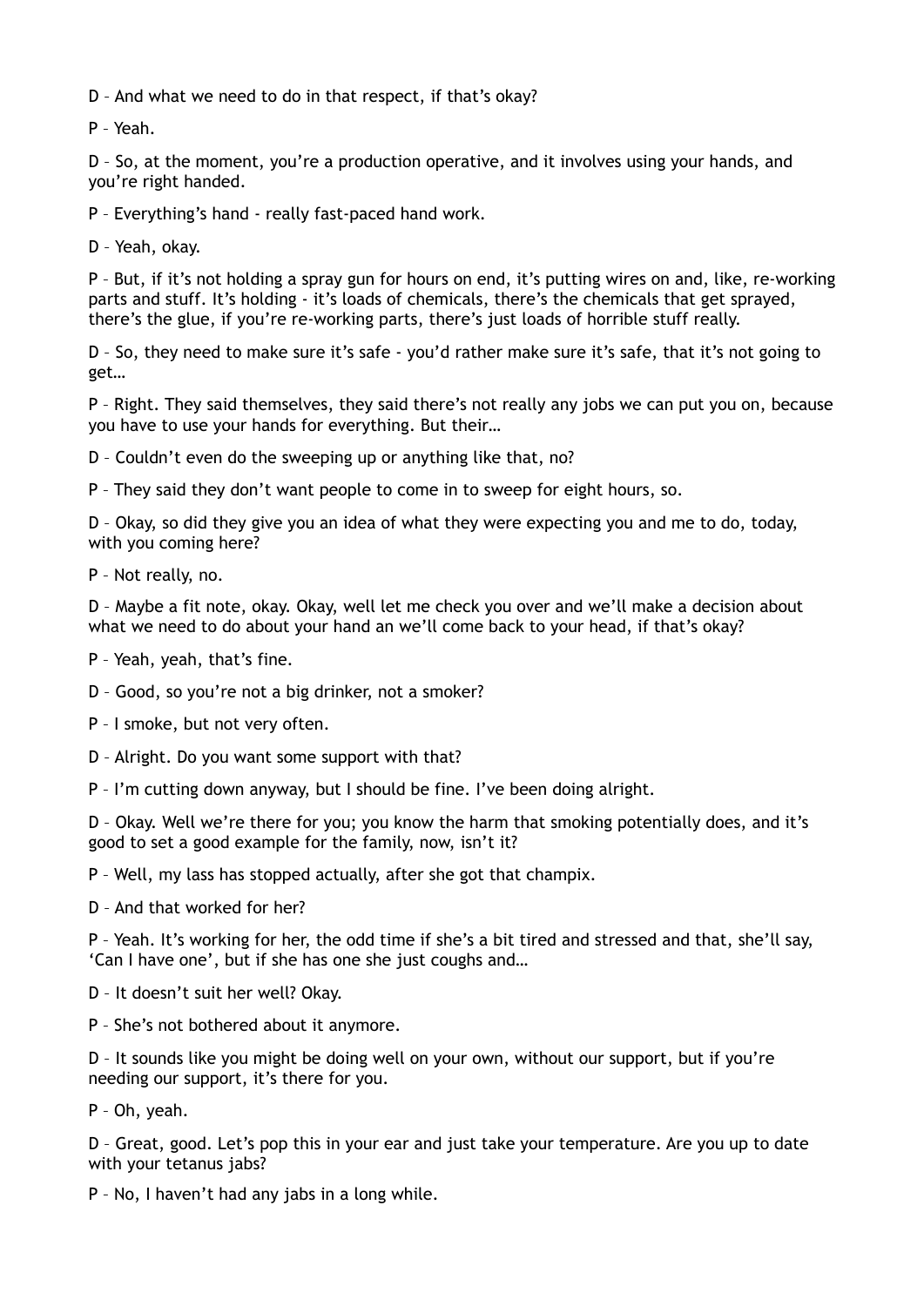D – And what we need to do in that respect, if that's okay?

P – Yeah.

D – So, at the moment, you're a production operative, and it involves using your hands, and you're right handed.

P – Everything's hand - really fast-paced hand work.

D – Yeah, okay.

P – But, if it's not holding a spray gun for hours on end, it's putting wires on and, like, re-working parts and stuff. It's holding - it's loads of chemicals, there's the chemicals that get sprayed, there's the glue, if you're re-working parts, there's just loads of horrible stuff really.

D – So, they need to make sure it's safe - you'd rather make sure it's safe, that it's not going to get…

P – Right. They said themselves, they said there's not really any jobs we can put you on, because you have to use your hands for everything. But their…

D – Couldn't even do the sweeping up or anything like that, no?

P – They said they don't want people to come in to sweep for eight hours, so.

D – Okay, so did they give you an idea of what they were expecting you and me to do, today, with you coming here?

P – Not really, no.

D – Maybe a fit note, okay. Okay, well let me check you over and we'll make a decision about what we need to do about your hand an we'll come back to your head, if that's okay?

P – Yeah, yeah, that's fine.

D – Good, so you're not a big drinker, not a smoker?

P – I smoke, but not very often.

D – Alright. Do you want some support with that?

P – I'm cutting down anyway, but I should be fine. I've been doing alright.

D – Okay. Well we're there for you; you know the harm that smoking potentially does, and it's good to set a good example for the family, now, isn't it?

P – Well, my lass has stopped actually, after she got that champix.

D – And that worked for her?

P – Yeah. It's working for her, the odd time if she's a bit tired and stressed and that, she'll say, 'Can I have one', but if she has one she just coughs and…

D – It doesn't suit her well? Okay.

P – She's not bothered about it anymore.

D – It sounds like you might be doing well on your own, without our support, but if you're needing our support, it's there for you.

P – Oh, yeah.

D – Great, good. Let's pop this in your ear and just take your temperature. Are you up to date with your tetanus jabs?

P – No, I haven't had any jabs in a long while.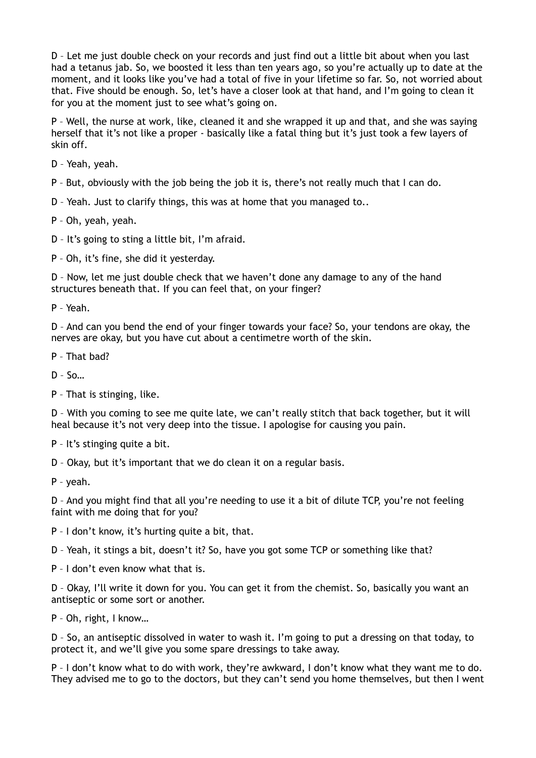D – Let me just double check on your records and just find out a little bit about when you last had a tetanus jab. So, we boosted it less than ten years ago, so you're actually up to date at the moment, and it looks like you've had a total of five in your lifetime so far. So, not worried about that. Five should be enough. So, let's have a closer look at that hand, and I'm going to clean it for you at the moment just to see what's going on.

P – Well, the nurse at work, like, cleaned it and she wrapped it up and that, and she was saying herself that it's not like a proper - basically like a fatal thing but it's just took a few layers of skin off.

D – Yeah, yeah.

P – But, obviously with the job being the job it is, there's not really much that I can do.

D – Yeah. Just to clarify things, this was at home that you managed to..

P – Oh, yeah, yeah.

D – It's going to sting a little bit, I'm afraid.

P – Oh, it's fine, she did it yesterday.

D – Now, let me just double check that we haven't done any damage to any of the hand structures beneath that. If you can feel that, on your finger?

P – Yeah.

D – And can you bend the end of your finger towards your face? So, your tendons are okay, the nerves are okay, but you have cut about a centimetre worth of the skin.

P – That bad?

D – So…

P – That is stinging, like.

D – With you coming to see me quite late, we can't really stitch that back together, but it will heal because it's not very deep into the tissue. I apologise for causing you pain.

P – It's stinging quite a bit.

D – Okay, but it's important that we do clean it on a regular basis.

P – yeah.

D – And you might find that all you're needing to use it a bit of dilute TCP, you're not feeling faint with me doing that for you?

P – I don't know, it's hurting quite a bit, that.

D – Yeah, it stings a bit, doesn't it? So, have you got some TCP or something like that?

P – I don't even know what that is.

D – Okay, I'll write it down for you. You can get it from the chemist. So, basically you want an antiseptic or some sort or another.

P – Oh, right, I know…

D – So, an antiseptic dissolved in water to wash it. I'm going to put a dressing on that today, to protect it, and we'll give you some spare dressings to take away.

P – I don't know what to do with work, they're awkward, I don't know what they want me to do. They advised me to go to the doctors, but they can't send you home themselves, but then I went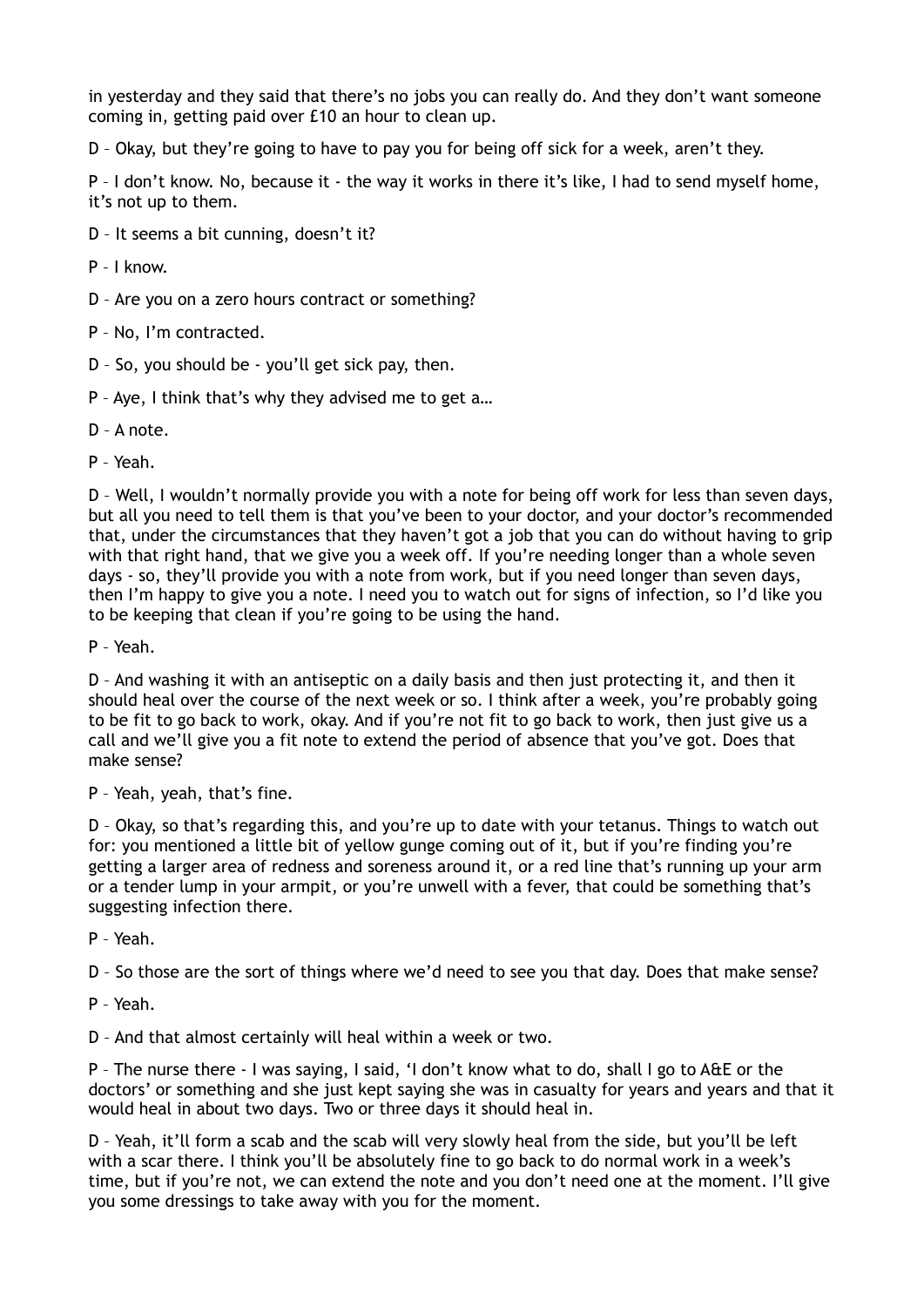in yesterday and they said that there's no jobs you can really do. And they don't want someone coming in, getting paid over £10 an hour to clean up.

D – Okay, but they're going to have to pay you for being off sick for a week, aren't they.

P – I don't know. No, because it - the way it works in there it's like, I had to send myself home, it's not up to them.

D – It seems a bit cunning, doesn't it?

P – I know.

D – Are you on a zero hours contract or something?

P – No, I'm contracted.

D – So, you should be - you'll get sick pay, then.

P – Aye, I think that's why they advised me to get a…

D – A note.

P – Yeah.

D – Well, I wouldn't normally provide you with a note for being off work for less than seven days, but all you need to tell them is that you've been to your doctor, and your doctor's recommended that, under the circumstances that they haven't got a job that you can do without having to grip with that right hand, that we give you a week off. If you're needing longer than a whole seven days - so, they'll provide you with a note from work, but if you need longer than seven days, then I'm happy to give you a note. I need you to watch out for signs of infection, so I'd like you to be keeping that clean if you're going to be using the hand.

P – Yeah.

D – And washing it with an antiseptic on a daily basis and then just protecting it, and then it should heal over the course of the next week or so. I think after a week, you're probably going to be fit to go back to work, okay. And if you're not fit to go back to work, then just give us a call and we'll give you a fit note to extend the period of absence that you've got. Does that make sense?

P – Yeah, yeah, that's fine.

D – Okay, so that's regarding this, and you're up to date with your tetanus. Things to watch out for: you mentioned a little bit of yellow gunge coming out of it, but if you're finding you're getting a larger area of redness and soreness around it, or a red line that's running up your arm or a tender lump in your armpit, or you're unwell with a fever, that could be something that's suggesting infection there.

P – Yeah.

D – So those are the sort of things where we'd need to see you that day. Does that make sense?

P – Yeah.

D – And that almost certainly will heal within a week or two.

P – The nurse there - I was saying, I said, 'I don't know what to do, shall I go to A&E or the doctors' or something and she just kept saying she was in casualty for years and years and that it would heal in about two days. Two or three days it should heal in.

D – Yeah, it'll form a scab and the scab will very slowly heal from the side, but you'll be left with a scar there. I think you'll be absolutely fine to go back to do normal work in a week's time, but if you're not, we can extend the note and you don't need one at the moment. I'll give you some dressings to take away with you for the moment.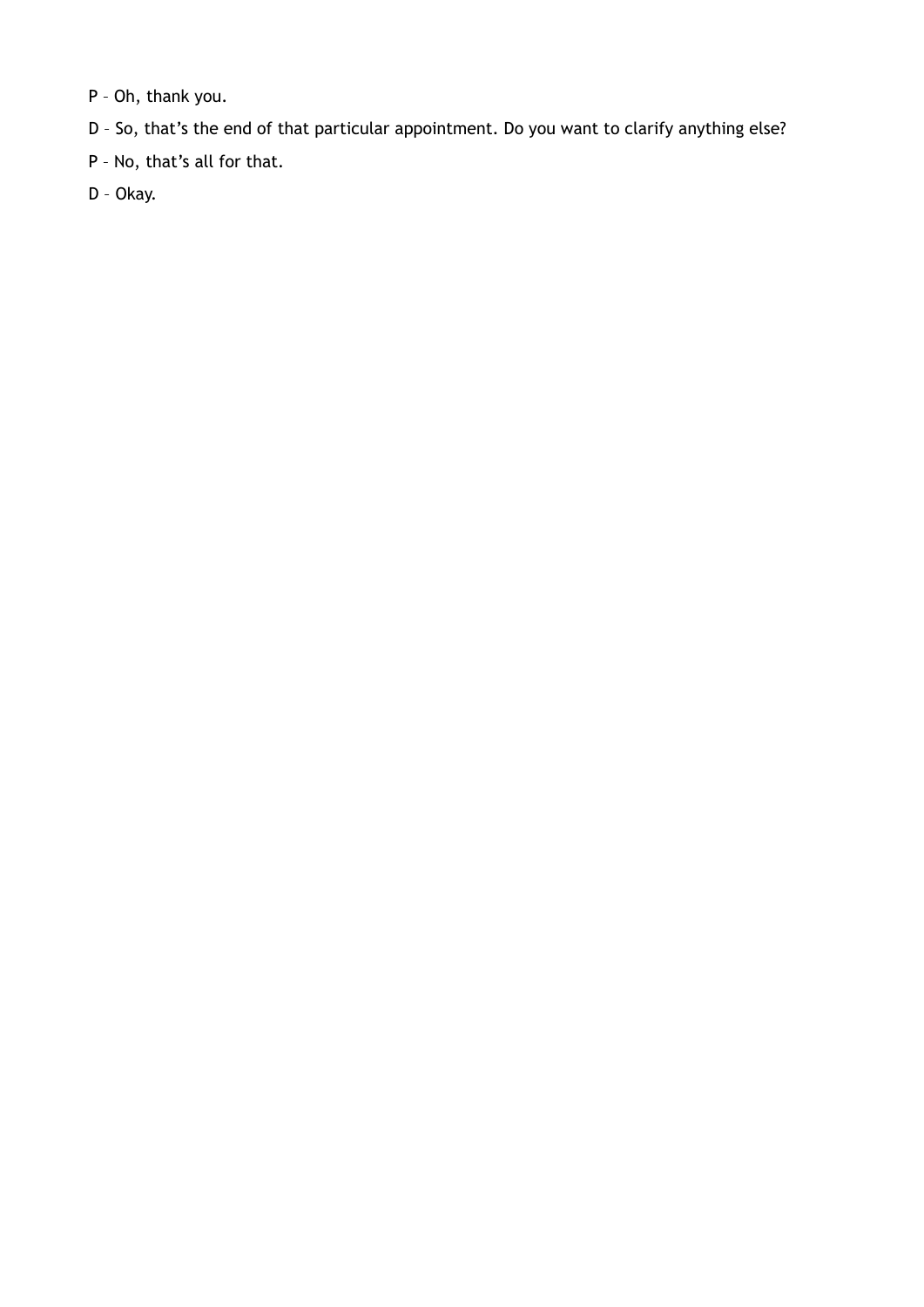P – Oh, thank you.

D – So, that’s the end of that particular appointment. Do you want to clarify anything else?

P – No, that’s all for that.

D – Okay.